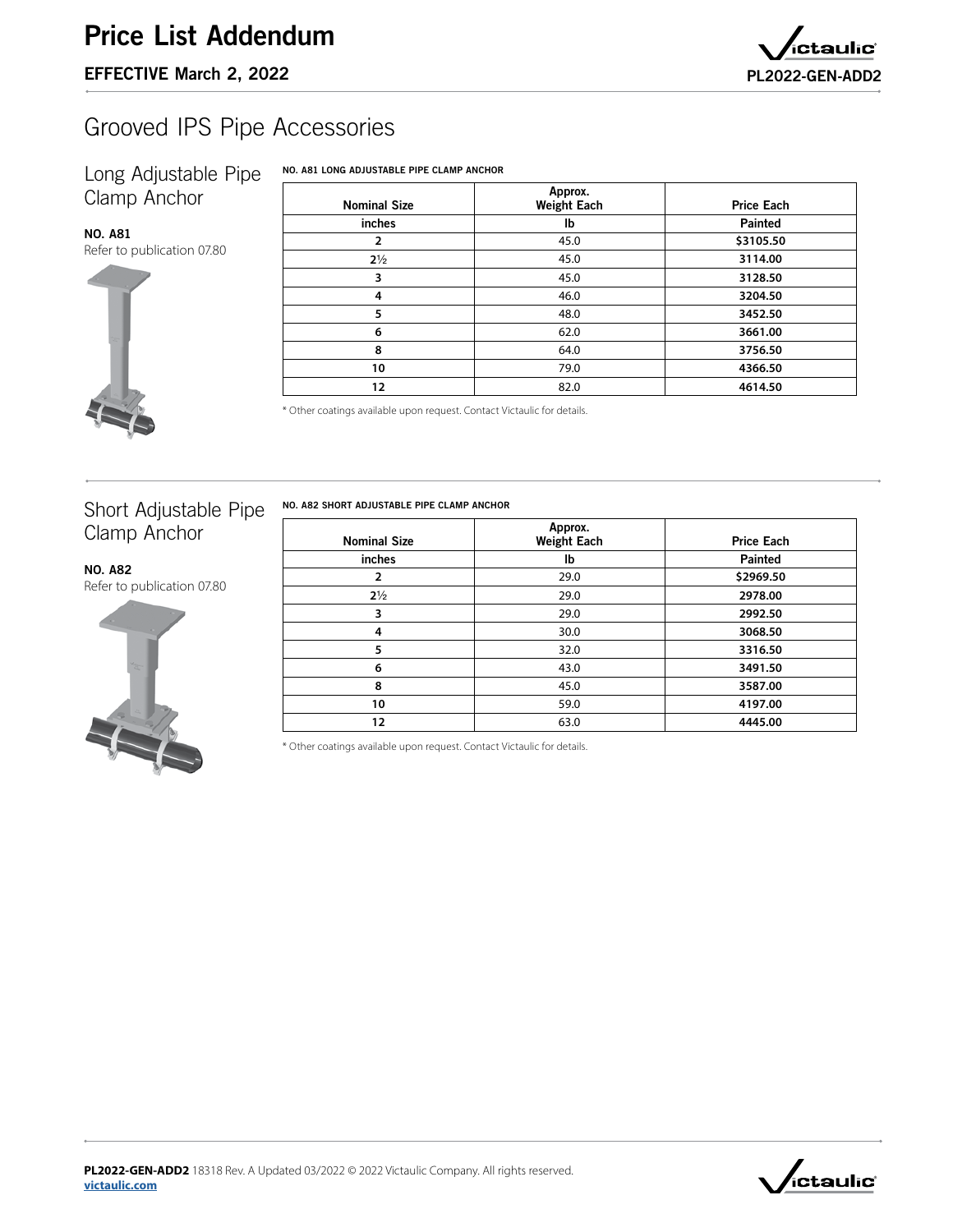# Price List Addendum

**EFFECTIVE March 2, 2022**

**PL2022-GEN-ADD2**

## Grooved IPS Pipe Accessories

### Long Adjustable Pipe Clamp Anchor

**NO. A81**
Refer to publication 07.80

**NO. A81 LONG ADJUSTABLE PIPE CLAMP ANCHOR**

| Nominal Size | Approx. Weight Each | Price Each |
|---|---|---|
| inches | lb | Painted |
| 2 | 45.0 | $3105.50 |
| 2½ | 45.0 | 3114.00 |
| 3 | 45.0 | 3128.50 |
| 4 | 46.0 | 3204.50 |
| 5 | 48.0 | 3452.50 |
| 6 | 62.0 | 3661.00 |
| 8 | 64.0 | 3756.50 |
| 10 | 79.0 | 4366.50 |
| 12 | 82.0 | 4614.50 |

* Other coatings available upon request. Contact Victaulic for details.

### Short Adjustable Pipe Clamp Anchor

**NO. A82**
Refer to publication 07.80

**NO. A82 SHORT ADJUSTABLE PIPE CLAMP ANCHOR**

| Nominal Size | Approx. Weight Each | Price Each |
|---|---|---|
| inches | lb | Painted |
| 2 | 29.0 | $2969.50 |
| 2½ | 29.0 | 2978.00 |
| 3 | 29.0 | 2992.50 |
| 4 | 30.0 | 3068.50 |
| 5 | 32.0 | 3316.50 |
| 6 | 43.0 | 3491.50 |
| 8 | 45.0 | 3587.00 |
| 10 | 59.0 | 4197.00 |
| 12 | 63.0 | 4445.00 |

* Other coatings available upon request. Contact Victaulic for details.

**PL2022-GEN-ADD2** 18318 Rev. A Updated 03/2022 © 2022 Victaulic Company. All rights reserved.
victaulic.com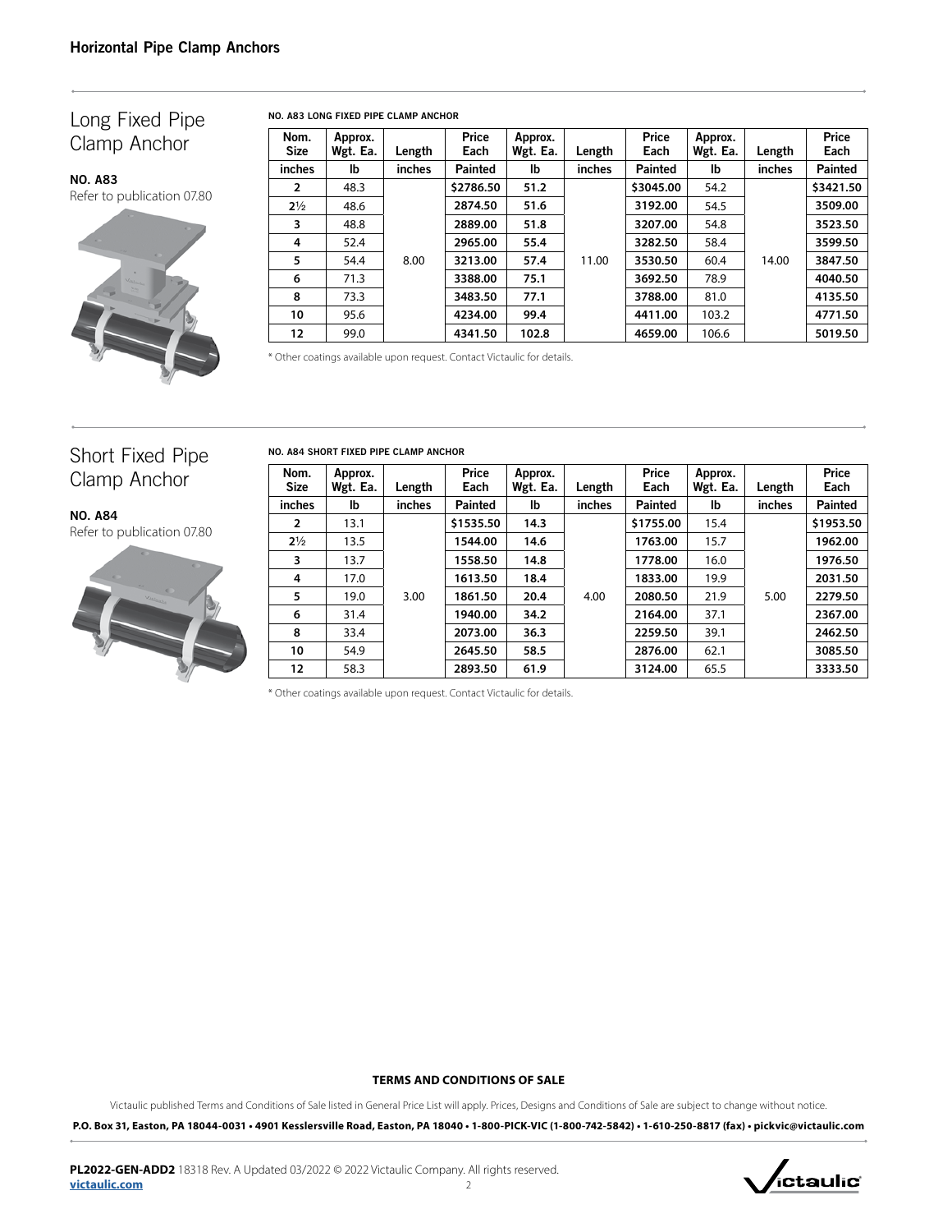## Horizontal Pipe Clamp Anchors

## Long Fixed Pipe Clamp Anchor

**NO. A83**
Refer to publication 07.80

**NO. A83 LONG FIXED PIPE CLAMP ANCHOR**

| Nom. Size | Approx. Wgt. Ea. | Length | Price Each | Approx. Wgt. Ea. | Length | Price Each | Approx. Wgt. Ea. | Length | Price Each |
|---|---|---|---|---|---|---|---|---|---|
| inches | lb | inches | Painted | lb | inches | Painted | lb | inches | Painted |
| 2 | 48.3 | 8.00 | $2786.50 | 51.2 | 11.00 | $3045.00 | 54.2 | 14.00 | $3421.50 |
| 2½ | 48.6 | | 2874.50 | 51.6 | | 3192.00 | 54.5 | | 3509.00 |
| 3 | 48.8 | | 2889.00 | 51.8 | | 3207.00 | 54.8 | | 3523.50 |
| 4 | 52.4 | | 2965.00 | 55.4 | | 3282.50 | 58.4 | | 3599.50 |
| 5 | 54.4 | | 3213.00 | 57.4 | | 3530.50 | 60.4 | | 3847.50 |
| 6 | 71.3 | | 3388.00 | 75.1 | | 3692.50 | 78.9 | | 4040.50 |
| 8 | 73.3 | | 3483.50 | 77.1 | | 3788.00 | 81.0 | | 4135.50 |
| 10 | 95.6 | | 4234.00 | 99.4 | | 4411.00 | 103.2 | | 4771.50 |
| 12 | 99.0 | | 4341.50 | 102.8 | | 4659.00 | 106.6 | | 5019.50 |

* Other coatings available upon request. Contact Victaulic for details.

## Short Fixed Pipe Clamp Anchor

**NO. A84**
Refer to publication 07.80

**NO. A84 SHORT FIXED PIPE CLAMP ANCHOR**

| Nom. Size | Approx. Wgt. Ea. | Length | Price Each | Approx. Wgt. Ea. | Length | Price Each | Approx. Wgt. Ea. | Length | Price Each |
|---|---|---|---|---|---|---|---|---|---|
| inches | lb | inches | Painted | lb | inches | Painted | lb | inches | Painted |
| 2 | 13.1 | 3.00 | $1535.50 | 14.3 | 4.00 | $1755.00 | 15.4 | 5.00 | $1953.50 |
| 2½ | 13.5 | | 1544.00 | 14.6 | | 1763.00 | 15.7 | | 1962.00 |
| 3 | 13.7 | | 1558.50 | 14.8 | | 1778.00 | 16.0 | | 1976.50 |
| 4 | 17.0 | | 1613.50 | 18.4 | | 1833.00 | 19.9 | | 2031.50 |
| 5 | 19.0 | | 1861.50 | 20.4 | | 2080.50 | 21.9 | | 2279.50 |
| 6 | 31.4 | | 1940.00 | 34.2 | | 2164.00 | 37.1 | | 2367.00 |
| 8 | 33.4 | | 2073.00 | 36.3 | | 2259.50 | 39.1 | | 2462.50 |
| 10 | 54.9 | | 2645.50 | 58.5 | | 2876.00 | 62.1 | | 3085.50 |
| 12 | 58.3 | | 2893.50 | 61.9 | | 3124.00 | 65.5 | | 3333.50 |

* Other coatings available upon request. Contact Victaulic for details.

**TERMS AND CONDITIONS OF SALE**

Victaulic published Terms and Conditions of Sale listed in General Price List will apply. Prices, Designs and Conditions of Sale are subject to change without notice.

**P.O. Box 31, Easton, PA 18044-0031 • 4901 Kesslersville Road, Easton, PA 18040 • 1-800-PICK-VIC (1-800-742-5842) • 1-610-250-8817 (fax) • pickvic@victaulic.com**

**PL2022-GEN-ADD2** 18318 Rev. A Updated 03/2022 © 2022 Victaulic Company. All rights reserved.
**victaulic.com**